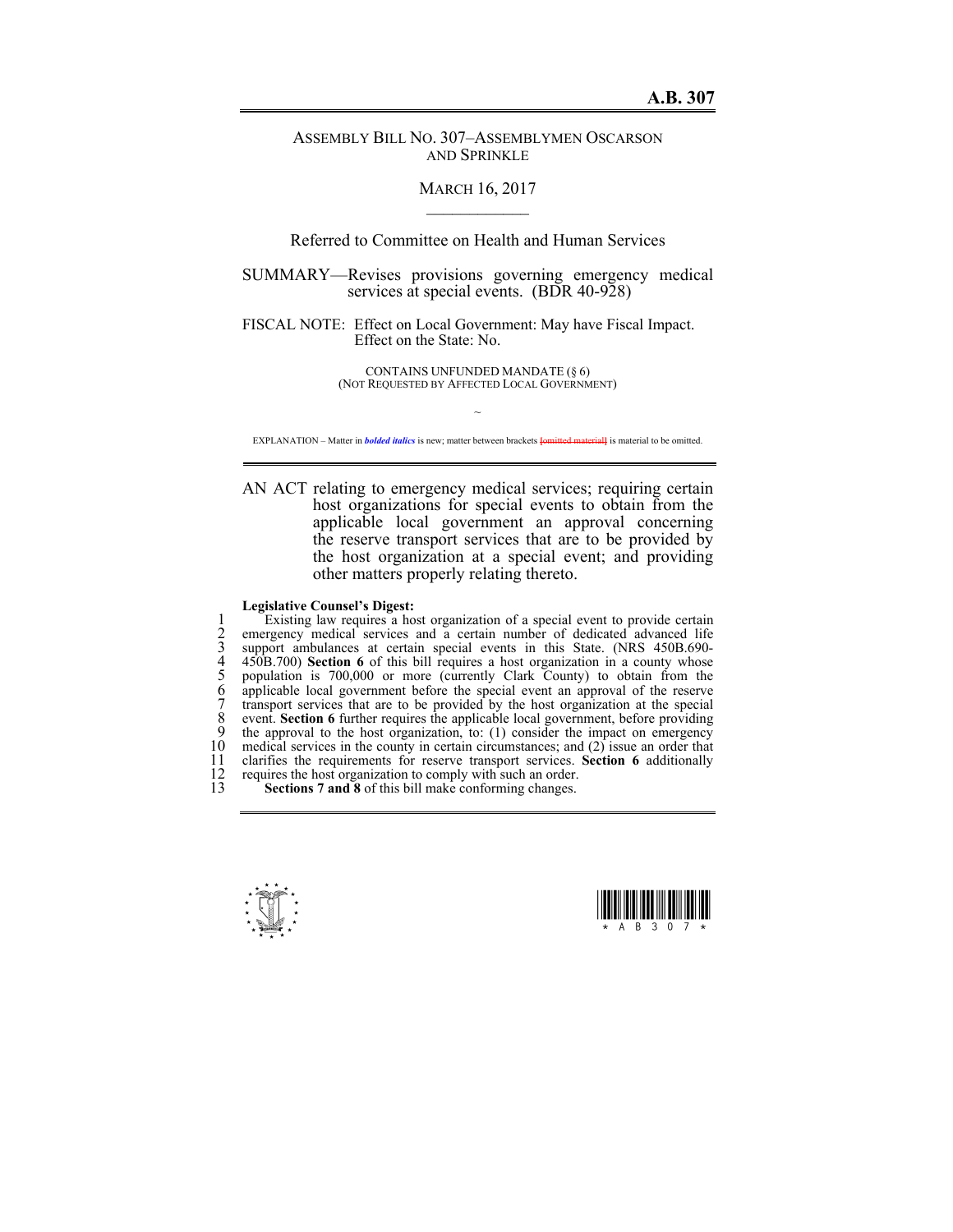**A.B. 307**

ASSEMBLY BILL NO. 307–ASSEMBLYMEN OSCARSON AND SPRINKLE

MARCH 16, 2017

Referred to Committee on Health and Human Services

SUMMARY—Revises provisions governing emergency medical services at special events. (BDR 40-928)

FISCAL NOTE: Effect on Local Government: May have Fiscal Impact.
Effect on the State: No.

CONTAINS UNFUNDED MANDATE (§ 6)
(NOT REQUESTED BY AFFECTED LOCAL GOVERNMENT)

~

EXPLANATION – Matter in ***bolded italics*** is new; matter between brackets [omitted material] is material to be omitted.

AN ACT relating to emergency medical services; requiring certain host organizations for special events to obtain from the applicable local government an approval concerning the reserve transport services that are to be provided by the host organization at a special event; and providing other matters properly relating thereto.

**Legislative Counsel's Digest:**

Existing law requires a host organization of a special event to provide certain emergency medical services and a certain number of dedicated advanced life support ambulances at certain special events in this State. (NRS 450B.690-450B.700) **Section 6** of this bill requires a host organization in a county whose population is 700,000 or more (currently Clark County) to obtain from the applicable local government before the special event an approval of the reserve transport services that are to be provided by the host organization at the special event. **Section 6** further requires the applicable local government, before providing the approval to the host organization, to: (1) consider the impact on emergency medical services in the county in certain circumstances; and (2) issue an order that clarifies the requirements for reserve transport services. **Section 6** additionally requires the host organization to comply with such an order.

**Sections 7 and 8** of this bill make conforming changes.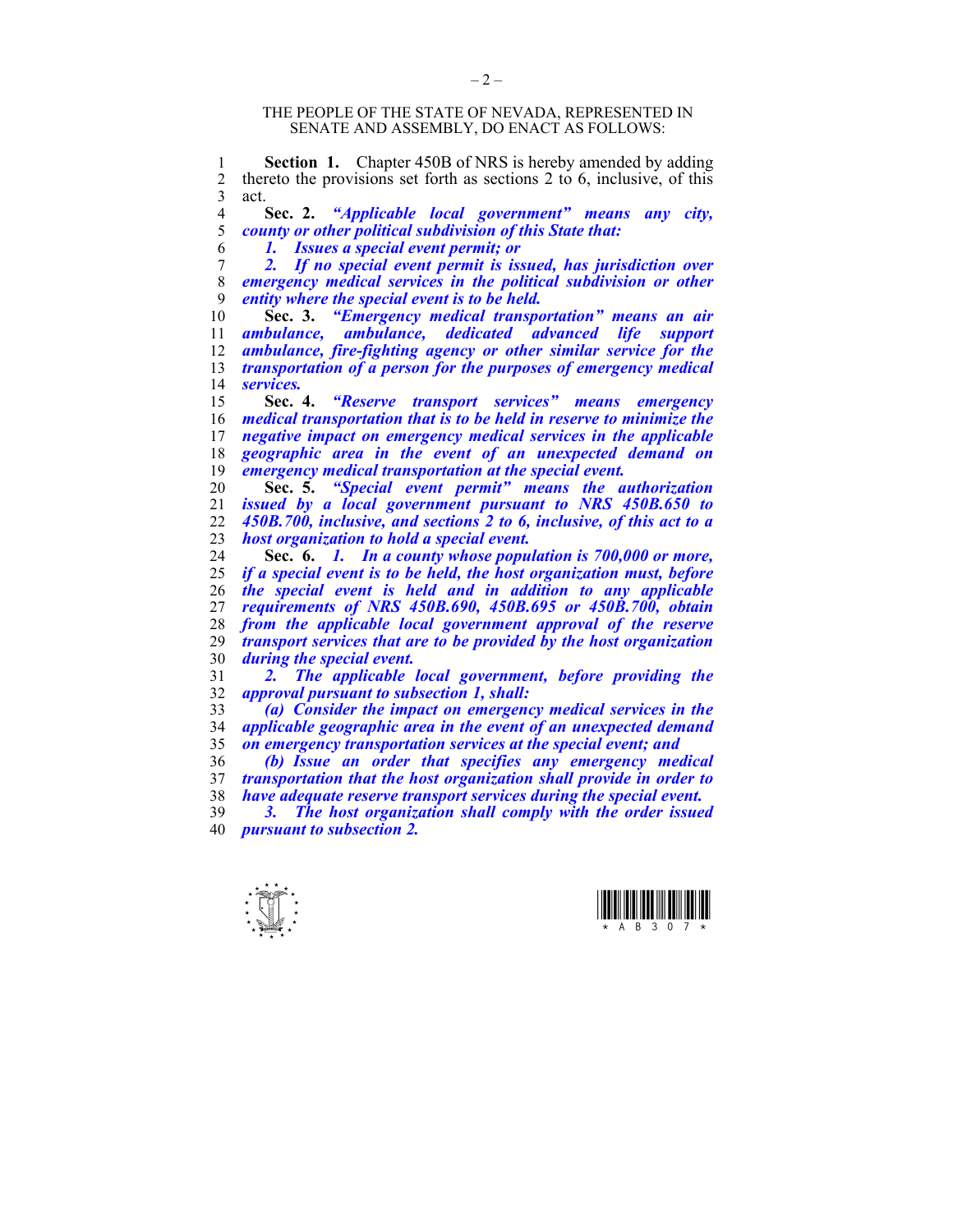THE PEOPLE OF THE STATE OF NEVADA, REPRESENTED IN SENATE AND ASSEMBLY, DO ENACT AS FOLLOWS:

**Section 1.** Chapter 450B of NRS is hereby amended by adding thereto the provisions set forth as sections 2 to 6, inclusive, of this act.

**Sec. 2.** ***"Applicable local government" means any city, county or other political subdivision of this State that:***

***1. Issues a special event permit; or***

***2. If no special event permit is issued, has jurisdiction over emergency medical services in the political subdivision or other entity where the special event is to be held.***

**Sec. 3.** ***"Emergency medical transportation" means an air ambulance, ambulance, dedicated advanced life support ambulance, fire-fighting agency or other similar service for the transportation of a person for the purposes of emergency medical services.***

**Sec. 4.** ***"Reserve transport services" means emergency medical transportation that is to be held in reserve to minimize the negative impact on emergency medical services in the applicable geographic area in the event of an unexpected demand on emergency medical transportation at the special event.***

**Sec. 5.** ***"Special event permit" means the authorization issued by a local government pursuant to NRS 450B.650 to 450B.700, inclusive, and sections 2 to 6, inclusive, of this act to a host organization to hold a special event.***

**Sec. 6.** ***1. In a county whose population is 700,000 or more, if a special event is to be held, the host organization must, before the special event is held and in addition to any applicable requirements of NRS 450B.690, 450B.695 or 450B.700, obtain from the applicable local government approval of the reserve transport services that are to be provided by the host organization during the special event.***

***2. The applicable local government, before providing the approval pursuant to subsection 1, shall:***

***(a) Consider the impact on emergency medical services in the applicable geographic area in the event of an unexpected demand on emergency transportation services at the special event; and***

***(b) Issue an order that specifies any emergency medical transportation that the host organization shall provide in order to have adequate reserve transport services during the special event.***

***3. The host organization shall comply with the order issued pursuant to subsection 2.***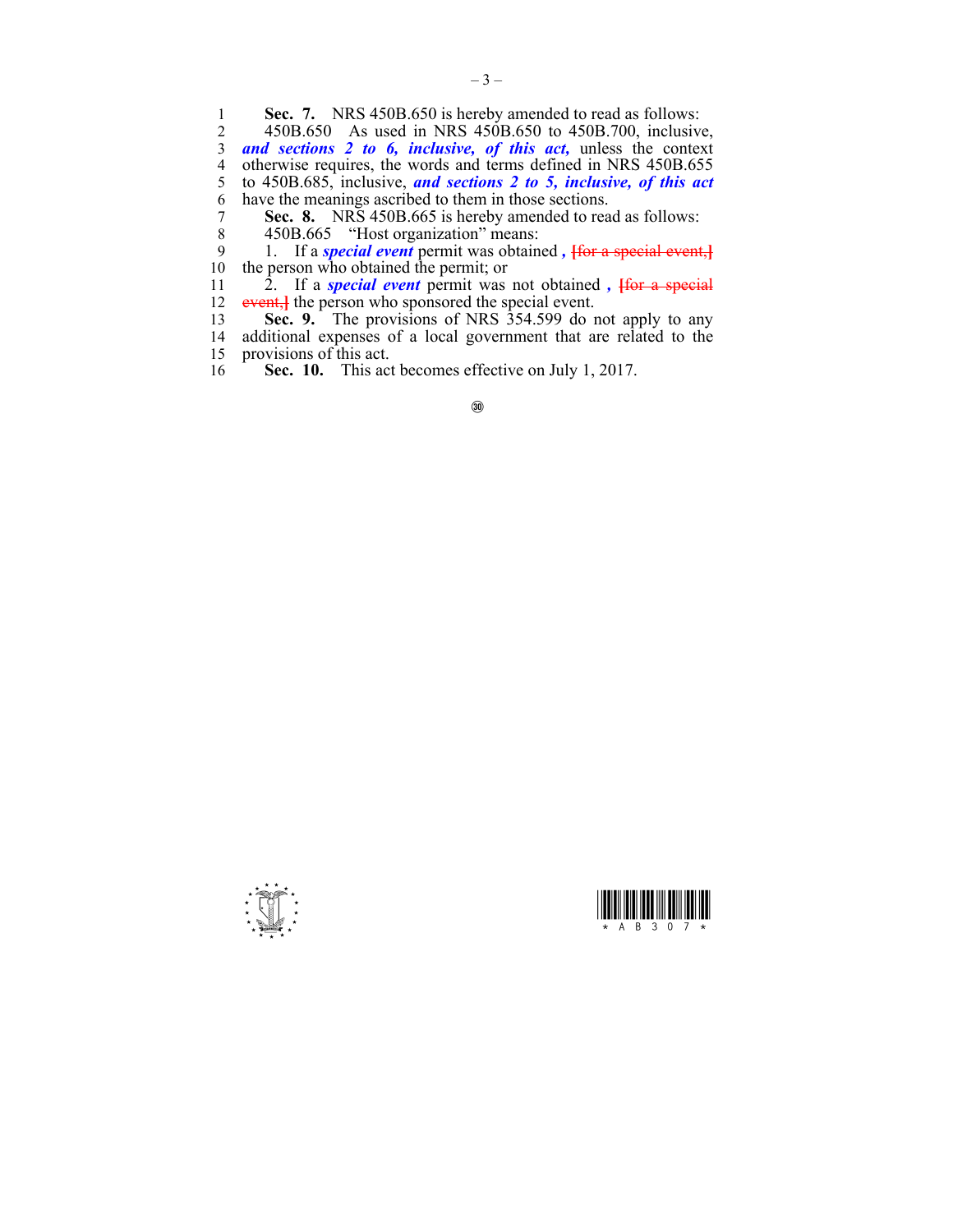**Sec. 7.** NRS 450B.650 is hereby amended to read as follows:

450B.650 As used in NRS 450B.650 to 450B.700, inclusive, ***and sections 2 to 6, inclusive, of this act,*** unless the context otherwise requires, the words and terms defined in NRS 450B.655 to 450B.685, inclusive, ***and sections 2 to 5, inclusive, of this act*** have the meanings ascribed to them in those sections.

**Sec. 8.** NRS 450B.665 is hereby amended to read as follows:

450B.665 "Host organization" means:

1. If a ***special event*** permit was obtained ***,*** [for a special event,] the person who obtained the permit; or

2. If a ***special event*** permit was not obtained ***,*** [for a special event,] the person who sponsored the special event.

**Sec. 9.** The provisions of NRS 354.599 do not apply to any additional expenses of a local government that are related to the provisions of this act.

**Sec. 10.** This act becomes effective on July 1, 2017.

㉚